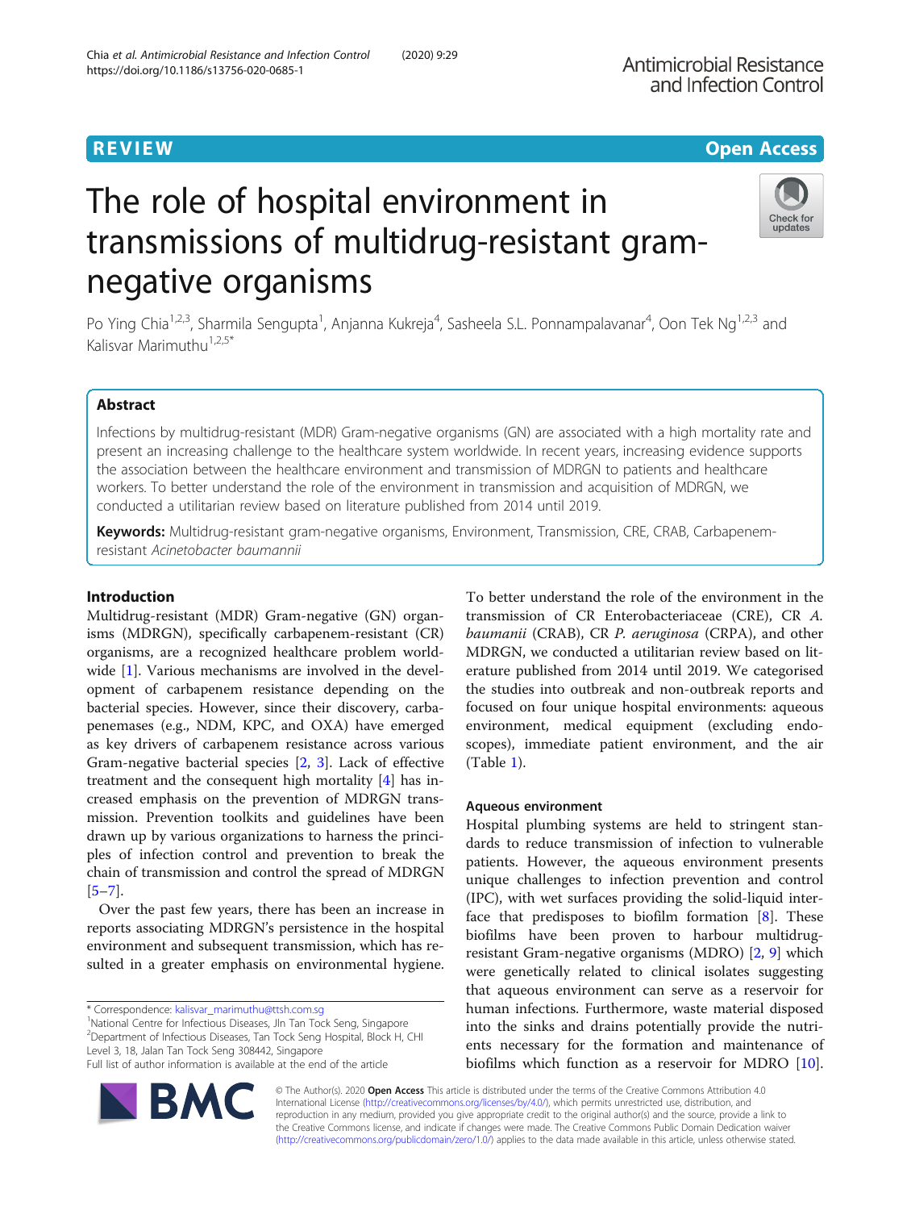REVIEW

Open Access

# The role of hospital environment in transmissions of multidrug-resistant gram-negative organisms

Po Ying Chia[1,2,3], Sharmila Sengupta[1], Anjanna Kukreja[4], Sasheela S.L. Ponnampalavanar[4], Oon Tek Ng[1,2,3] and Kalisvar Marimuthu[1,2,5*]

## Abstract

Infections by multidrug-resistant (MDR) Gram-negative organisms (GN) are associated with a high mortality rate and present an increasing challenge to the healthcare system worldwide. In recent years, increasing evidence supports the association between the healthcare environment and transmission of MDRGN to patients and healthcare workers. To better understand the role of the environment in transmission and acquisition of MDRGN, we conducted a utilitarian review based on literature published from 2014 until 2019.

**Keywords:** Multidrug-resistant gram-negative organisms, Environment, Transmission, CRE, CRAB, Carbapenem-resistant *Acinetobacter baumannii*

## Introduction

Multidrug-resistant (MDR) Gram-negative (GN) organisms (MDRGN), specifically carbapenem-resistant (CR) organisms, are a recognized healthcare problem worldwide [1]. Various mechanisms are involved in the development of carbapenem resistance depending on the bacterial species. However, since their discovery, carbapenemases (e.g., NDM, KPC, and OXA) have emerged as key drivers of carbapenem resistance across various Gram-negative bacterial species [2, 3]. Lack of effective treatment and the consequent high mortality [4] has increased emphasis on the prevention of MDRGN transmission. Prevention toolkits and guidelines have been drawn up by various organizations to harness the principles of infection control and prevention to break the chain of transmission and control the spread of MDRGN [5–7].

Over the past few years, there has been an increase in reports associating MDRGN's persistence in the hospital environment and subsequent transmission, which has resulted in a greater emphasis on environmental hygiene.

To better understand the role of the environment in the transmission of CR Enterobacteriaceae (CRE), CR *A. baumanii* (CRAB), CR *P. aeruginosa* (CRPA), and other MDRGN, we conducted a utilitarian review based on literature published from 2014 until 2019. We categorised the studies into outbreak and non-outbreak reports and focused on four unique hospital environments: aqueous environment, medical equipment (excluding endoscopes), immediate patient environment, and the air (Table 1).

### Aqueous environment

Hospital plumbing systems are held to stringent standards to reduce transmission of infection to vulnerable patients. However, the aqueous environment presents unique challenges to infection prevention and control (IPC), with wet surfaces providing the solid-liquid interface that predisposes to biofilm formation [8]. These biofilms have been proven to harbour multidrug-resistant Gram-negative organisms (MDRO) [2, 9] which were genetically related to clinical isolates suggesting that aqueous environment can serve as a reservoir for human infections. Furthermore, waste material disposed into the sinks and drains potentially provide the nutrients necessary for the formation and maintenance of biofilms which function as a reservoir for MDRO [10].

\* Correspondence: kalisvar_marimuthu@ttsh.com.sg
[1] National Centre for Infectious Diseases, Jln Tan Tock Seng, Singapore
[2] Department of Infectious Diseases, Tan Tock Seng Hospital, Block H, CHI Level 3, 18, Jalan Tan Tock Seng 308442, Singapore
Full list of author information is available at the end of the article

© The Author(s). 2020 **Open Access** This article is distributed under the terms of the Creative Commons Attribution 4.0 International License (http://creativecommons.org/licenses/by/4.0/), which permits unrestricted use, distribution, and reproduction in any medium, provided you give appropriate credit to the original author(s) and the source, provide a link to the Creative Commons license, and indicate if changes were made. The Creative Commons Public Domain Dedication waiver (http://creativecommons.org/publicdomain/zero/1.0/) applies to the data made available in this article, unless otherwise stated.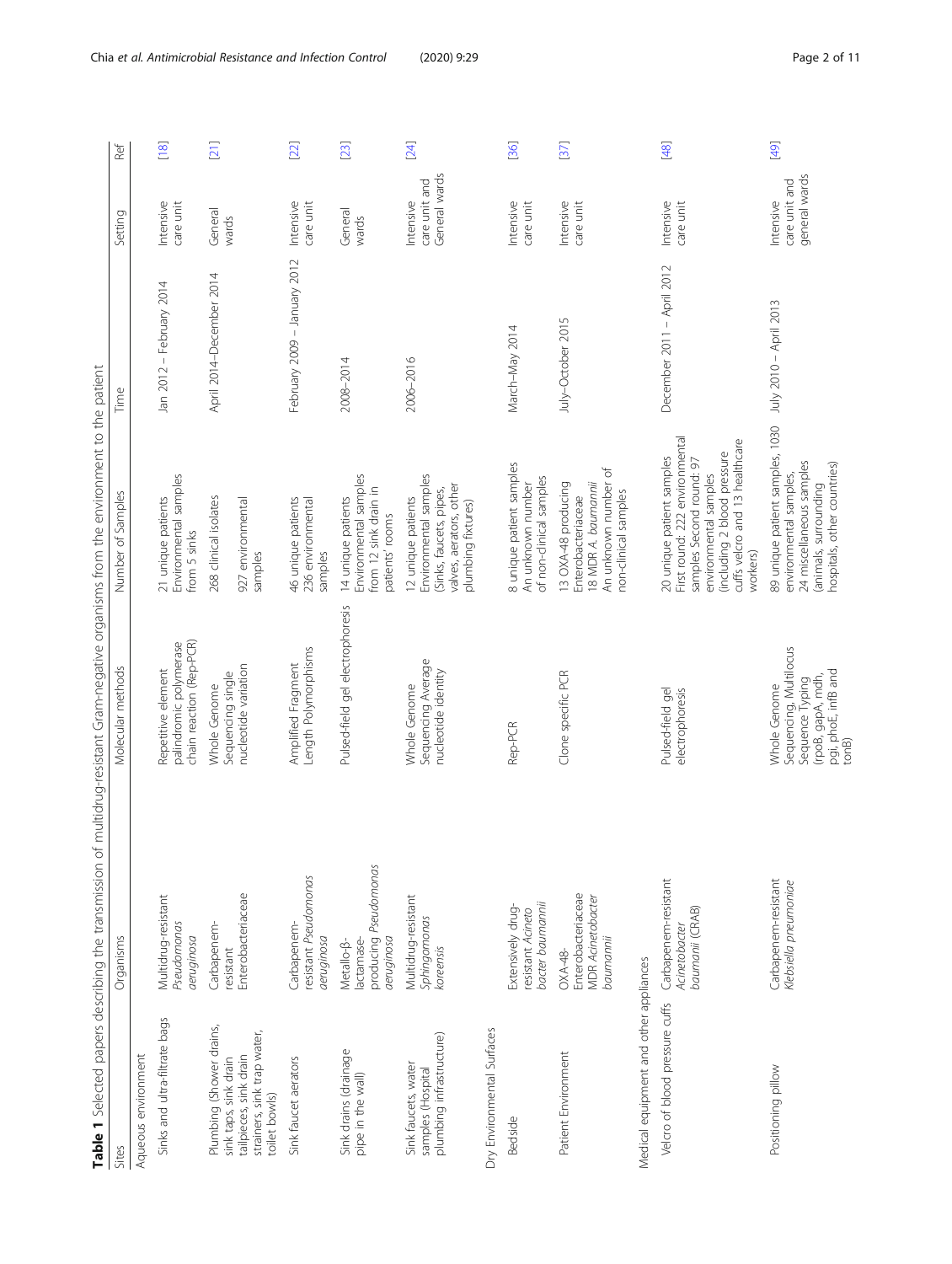**Table 1** Selected papers describing the transmission of multidrug-resistant Gram-negative organisms from the environment to the patient

| Sites | Organisms | Molecular methods | Number of Samples | Time | Setting | Ref |
|---|---|---|---|---|---|---|
| Aqueous environment | | | | | | |
| Sinks and ultra-filtrate bags | Multidrug-resistant *Pseudomonas aeruginosa* | Repetitive element palindromic polymerase chain reaction (Rep-PCR) | 21 unique patients<br>Environmental samples from 5 sinks | Jan 2012 – February 2014 | Intensive care unit | [18] |
| Plumbing (Shower drains, sink taps, sink drain tailpieces, sink drain strainers, sink trap water, toilet bowls) | Carbapenem-resistant Enterobacteriaceae | Whole Genome Sequencing single nucleotide variation | 268 clinical isolates<br>927 environmental samples | April 2014–December 2014 | General wards | [21] |
| Sink faucet aerators | Carbapenem-resistant *Pseudomonas aeruginosa* | Amplified Fragment Length Polymorphisms | 46 unique patients<br>236 environmental samples | February 2009 – January 2012 | Intensive care unit | [22] |
| Sink drains (drainage pipe in the wall) | Metallo-β-lactamase-producing *Pseudomonas aeruginosa* | Pulsed-field gel electrophoresis | 14 unique patients<br>Environmental samples from 12 sink drain in patients' rooms | 2008–2014 | General wards | [23] |
| Sink faucets, water samples (Hospital plumbing infrastructure) | Multidrug-resistant *Sphingomonas koreensis* | Whole Genome Sequencing Average nucleotide identity | 12 unique patients<br>Environmental samples (Sinks, faucets, pipes, valves, aerators, other plumbing fixtures) | 2006–2016 | Intensive care unit and General wards | [24] |
| Dry Environmental Surfaces | | | | | | |
| Bedside | Extensively drug-resistant *Acinetobacter baumannii* | Rep-PCR | 8 unique patient samples<br>An unknown number of non-clinical samples | March–May 2014 | Intensive care unit | [36] |
| Patient Environment | OXA-48-Enterobacteriaceae<br>MDR *Acinetobacter baumannii* | Clone specific PCR | 13 OXA-48 producing Enterobacteriaceae<br>18 MDR *A. baumannii*<br>An unknown number of non-clinical samples | July–October 2015 | Intensive care unit | [37] |
| Medical equipment and other appliances | | | | | | |
| Velcro of blood pressure cuffs | Carbapenem-resistant *Acinetobacter baumanii* (CRAB) | Pulsed-field gel electrophoresis | 20 unique patient samples<br>First round: 222 environmental samples Second round: 97 environmental samples (including 2 blood pressure cuffs velcro and 13 healthcare workers) | December 2011 – April 2012 | Intensive care unit | [48] |
| Positioning pillow | Carbapenem-resistant *Klebsiella pneumoniae* | Whole Genome Sequencing, Multilocus Sequence Typing (rpoB, gapA, mdh, pgi, phoE, infB and tonB) | 89 unique patient samples, 1030 environmental samples, 24 miscellaneous samples (animals, surrounding hospitals, other countries) | July 2010 – April 2013 | Intensive care unit and general wards | [49] |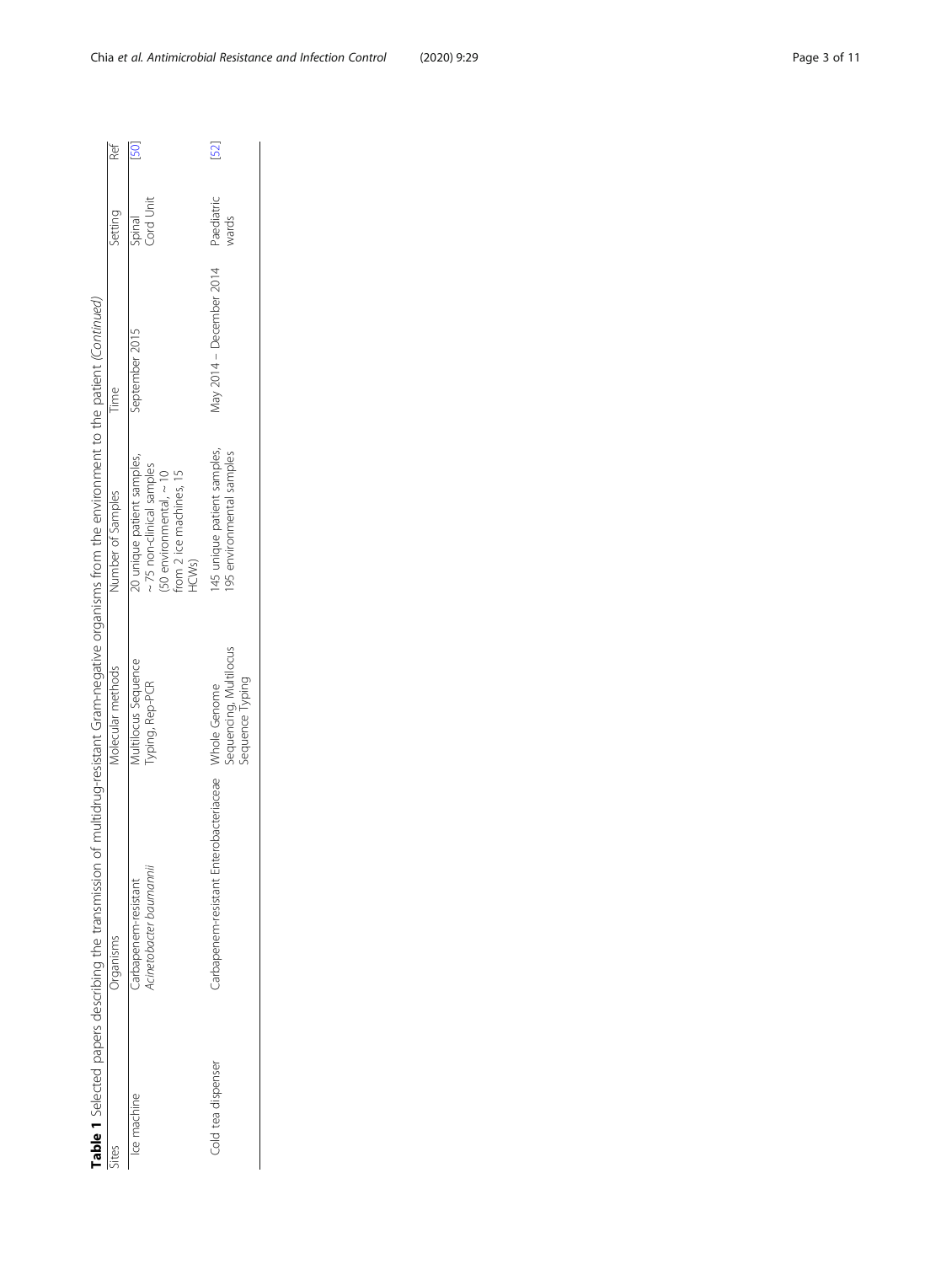**Table 1** Selected papers describing the transmission of multidrug-resistant Gram-negative organisms from the environment to the patient *(Continued)*

| Sites | Organisms | Molecular methods | Number of Samples | Time | Setting | Ref |
|---|---|---|---|---|---|---|
| Ice machine | Carbapenem-resistant *Acinetobacter baumannii* | Multilocus Sequence Typing, Rep-PCR | 20 unique patient samples, ~ 75 non-clinical samples (50 environmental, ~ 10 from 2 ice machines, 15 HCWs) | September 2015 | Spinal Cord Unit | [50] |
| Cold tea dispenser | Carbapenem-resistant Enterobacteriaceae | Whole Genome Sequencing, Multilocus Sequence Typing | 145 unique patient samples, 195 environmental samples | May 2014 – December 2014 | Paediatric wards | [52] |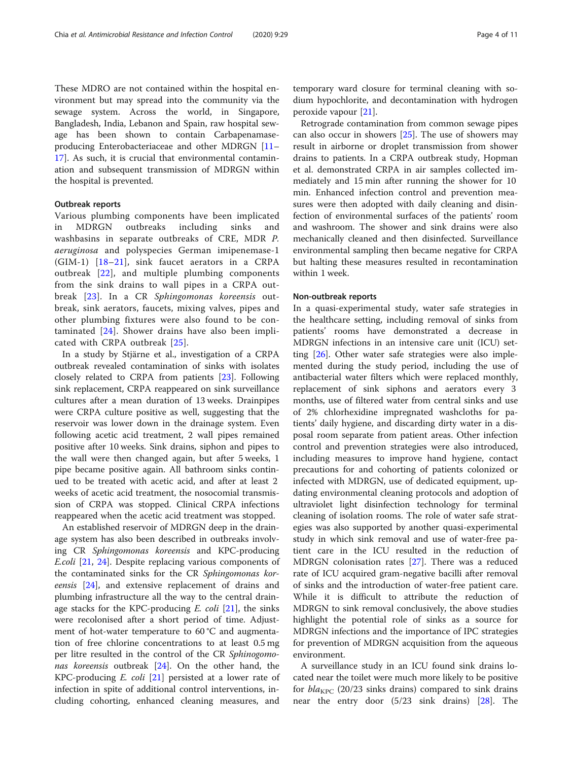These MDRO are not contained within the hospital environment but may spread into the community via the sewage system. Across the world, in Singapore, Bangladesh, India, Lebanon and Spain, raw hospital sewage has been shown to contain Carbapenamase-producing Enterobacteriaceae and other MDRGN [11–17]. As such, it is crucial that environmental contamination and subsequent transmission of MDRGN within the hospital is prevented.

### Outbreak reports

Various plumbing components have been implicated in MDRGN outbreaks including sinks and washbasins in separate outbreaks of CRE, MDR *P. aeruginosa* and polyspecies German imipenemase-1 (GIM-1) [18–21], sink faucet aerators in a CRPA outbreak [22], and multiple plumbing components from the sink drains to wall pipes in a CRPA outbreak [23]. In a CR *Sphingomonas koreensis* outbreak, sink aerators, faucets, mixing valves, pipes and other plumbing fixtures were also found to be contaminated [24]. Shower drains have also been implicated with CRPA outbreak [25].

In a study by Stjärne et al., investigation of a CRPA outbreak revealed contamination of sinks with isolates closely related to CRPA from patients [23]. Following sink replacement, CRPA reappeared on sink surveillance cultures after a mean duration of 13 weeks. Drainpipes were CRPA culture positive as well, suggesting that the reservoir was lower down in the drainage system. Even following acetic acid treatment, 2 wall pipes remained positive after 10 weeks. Sink drains, siphon and pipes to the wall were then changed again, but after 5 weeks, 1 pipe became positive again. All bathroom sinks continued to be treated with acetic acid, and after at least 2 weeks of acetic acid treatment, the nosocomial transmission of CRPA was stopped. Clinical CRPA infections reappeared when the acetic acid treatment was stopped.

An established reservoir of MDRGN deep in the drainage system has also been described in outbreaks involving CR *Sphingomonas koreensis* and KPC-producing *E.coli* [21, 24]. Despite replacing various components of the contaminated sinks for the CR *Sphingomonas koreensis* [24], and extensive replacement of drains and plumbing infrastructure all the way to the central drainage stacks for the KPC-producing *E. coli* [21], the sinks were recolonised after a short period of time. Adjustment of hot-water temperature to 60 °C and augmentation of free chlorine concentrations to at least 0.5 mg per litre resulted in the control of the CR *Sphingomonas koreensis* outbreak [24]. On the other hand, the KPC-producing *E. coli* [21] persisted at a lower rate of infection in spite of additional control interventions, including cohorting, enhanced cleaning measures, and temporary ward closure for terminal cleaning with sodium hypochlorite, and decontamination with hydrogen peroxide vapour [21].

Retrograde contamination from common sewage pipes can also occur in showers [25]. The use of showers may result in airborne or droplet transmission from shower drains to patients. In a CRPA outbreak study, Hopman et al. demonstrated CRPA in air samples collected immediately and 15 min after running the shower for 10 min. Enhanced infection control and prevention measures were then adopted with daily cleaning and disinfection of environmental surfaces of the patients' room and washroom. The shower and sink drains were also mechanically cleaned and then disinfected. Surveillance environmental sampling then became negative for CRPA but halting these measures resulted in recontamination within 1 week.

### Non-outbreak reports

In a quasi-experimental study, water safe strategies in the healthcare setting, including removal of sinks from patients' rooms have demonstrated a decrease in MDRGN infections in an intensive care unit (ICU) setting [26]. Other water safe strategies were also implemented during the study period, including the use of antibacterial water filters which were replaced monthly, replacement of sink siphons and aerators every 3 months, use of filtered water from central sinks and use of 2% chlorhexidine impregnated washcloths for patients' daily hygiene, and discarding dirty water in a disposal room separate from patient areas. Other infection control and prevention strategies were also introduced, including measures to improve hand hygiene, contact precautions for and cohorting of patients colonized or infected with MDRGN, use of dedicated equipment, updating environmental cleaning protocols and adoption of ultraviolet light disinfection technology for terminal cleaning of isolation rooms. The role of water safe strategies was also supported by another quasi-experimental study in which sink removal and use of water-free patient care in the ICU resulted in the reduction of MDRGN colonisation rates [27]. There was a reduced rate of ICU acquired gram-negative bacilli after removal of sinks and the introduction of water-free patient care. While it is difficult to attribute the reduction of MDRGN to sink removal conclusively, the above studies highlight the potential role of sinks as a source for MDRGN infections and the importance of IPC strategies for prevention of MDRGN acquisition from the aqueous environment.

A surveillance study in an ICU found sink drains located near the toilet were much more likely to be positive for $bla_{KPC}$ (20/23 sinks drains) compared to sink drains near the entry door (5/23 sink drains) [28]. The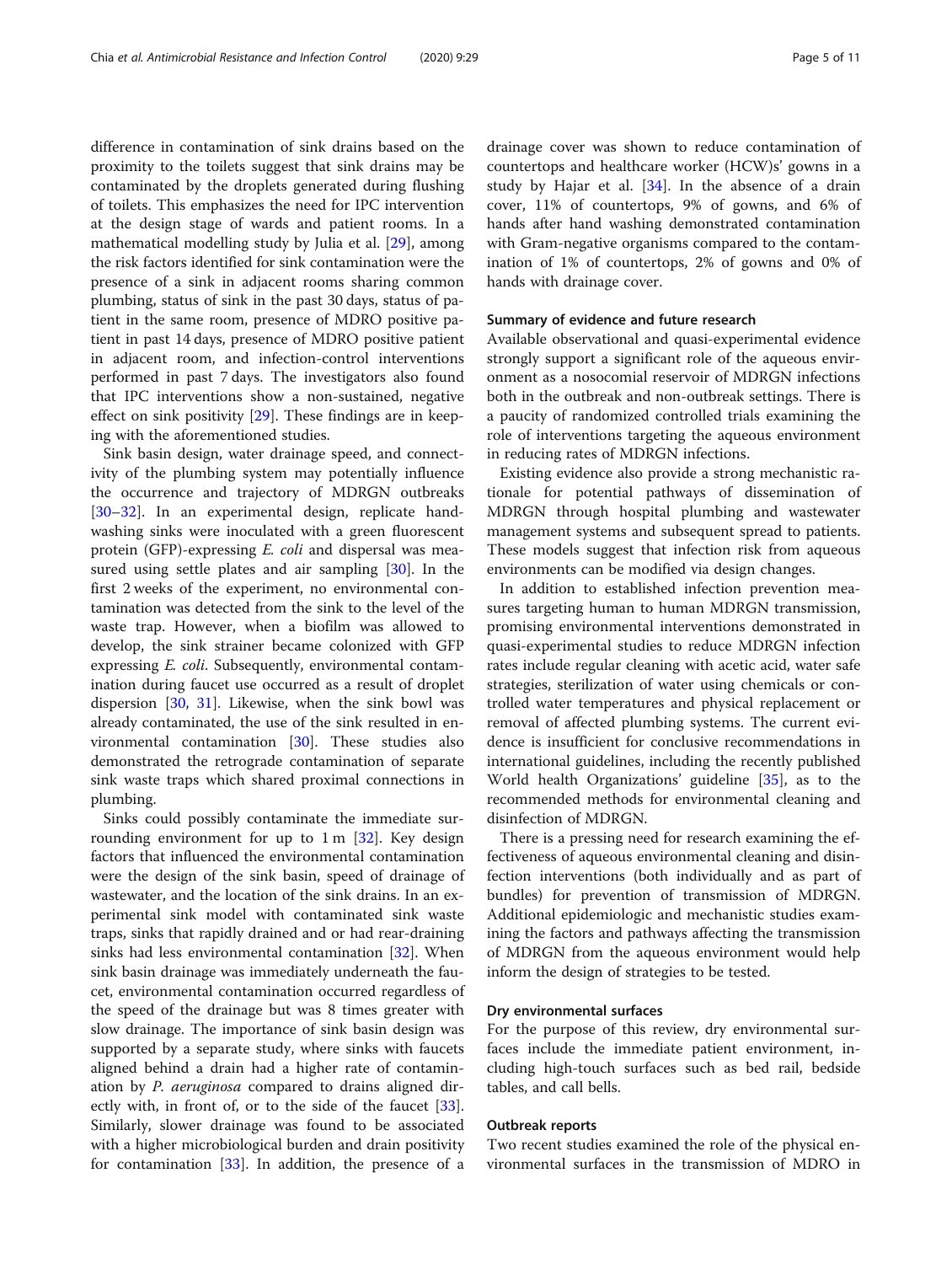difference in contamination of sink drains based on the proximity to the toilets suggest that sink drains may be contaminated by the droplets generated during flushing of toilets. This emphasizes the need for IPC intervention at the design stage of wards and patient rooms. In a mathematical modelling study by Julia et al. [29], among the risk factors identified for sink contamination were the presence of a sink in adjacent rooms sharing common plumbing, status of sink in the past 30 days, status of patient in the same room, presence of MDRO positive patient in past 14 days, presence of MDRO positive patient in adjacent room, and infection-control interventions performed in past 7 days. The investigators also found that IPC interventions show a non-sustained, negative effect on sink positivity [29]. These findings are in keeping with the aforementioned studies.

Sink basin design, water drainage speed, and connectivity of the plumbing system may potentially influence the occurrence and trajectory of MDRGN outbreaks [30–32]. In an experimental design, replicate handwashing sinks were inoculated with a green fluorescent protein (GFP)-expressing *E. coli* and dispersal was measured using settle plates and air sampling [30]. In the first 2 weeks of the experiment, no environmental contamination was detected from the sink to the level of the waste trap. However, when a biofilm was allowed to develop, the sink strainer became colonized with GFP expressing *E. coli*. Subsequently, environmental contamination during faucet use occurred as a result of droplet dispersion [30, 31]. Likewise, when the sink bowl was already contaminated, the use of the sink resulted in environmental contamination [30]. These studies also demonstrated the retrograde contamination of separate sink waste traps which shared proximal connections in plumbing.

Sinks could possibly contaminate the immediate surrounding environment for up to 1 m [32]. Key design factors that influenced the environmental contamination were the design of the sink basin, speed of drainage of wastewater, and the location of the sink drains. In an experimental sink model with contaminated sink waste traps, sinks that rapidly drained and or had rear-draining sinks had less environmental contamination [32]. When sink basin drainage was immediately underneath the faucet, environmental contamination occurred regardless of the speed of the drainage but was 8 times greater with slow drainage. The importance of sink basin design was supported by a separate study, where sinks with faucets aligned behind a drain had a higher rate of contamination by *P. aeruginosa* compared to drains aligned directly with, in front of, or to the side of the faucet [33]. Similarly, slower drainage was found to be associated with a higher microbiological burden and drain positivity for contamination [33]. In addition, the presence of a drainage cover was shown to reduce contamination of countertops and healthcare worker (HCW)s' gowns in a study by Hajar et al. [34]. In the absence of a drain cover, 11% of countertops, 9% of gowns, and 6% of hands after hand washing demonstrated contamination with Gram-negative organisms compared to the contamination of 1% of countertops, 2% of gowns and 0% of hands with drainage cover.

#### Summary of evidence and future research

Available observational and quasi-experimental evidence strongly support a significant role of the aqueous environment as a nosocomial reservoir of MDRGN infections both in the outbreak and non-outbreak settings. There is a paucity of randomized controlled trials examining the role of interventions targeting the aqueous environment in reducing rates of MDRGN infections.

Existing evidence also provide a strong mechanistic rationale for potential pathways of dissemination of MDRGN through hospital plumbing and wastewater management systems and subsequent spread to patients. These models suggest that infection risk from aqueous environments can be modified via design changes.

In addition to established infection prevention measures targeting human to human MDRGN transmission, promising environmental interventions demonstrated in quasi-experimental studies to reduce MDRGN infection rates include regular cleaning with acetic acid, water safe strategies, sterilization of water using chemicals or controlled water temperatures and physical replacement or removal of affected plumbing systems. The current evidence is insufficient for conclusive recommendations in international guidelines, including the recently published World health Organizations' guideline [35], as to the recommended methods for environmental cleaning and disinfection of MDRGN.

There is a pressing need for research examining the effectiveness of aqueous environmental cleaning and disinfection interventions (both individually and as part of bundles) for prevention of transmission of MDRGN. Additional epidemiologic and mechanistic studies examining the factors and pathways affecting the transmission of MDRGN from the aqueous environment would help inform the design of strategies to be tested.

### Dry environmental surfaces

For the purpose of this review, dry environmental surfaces include the immediate patient environment, including high-touch surfaces such as bed rail, bedside tables, and call bells.

#### Outbreak reports

Two recent studies examined the role of the physical environmental surfaces in the transmission of MDRO in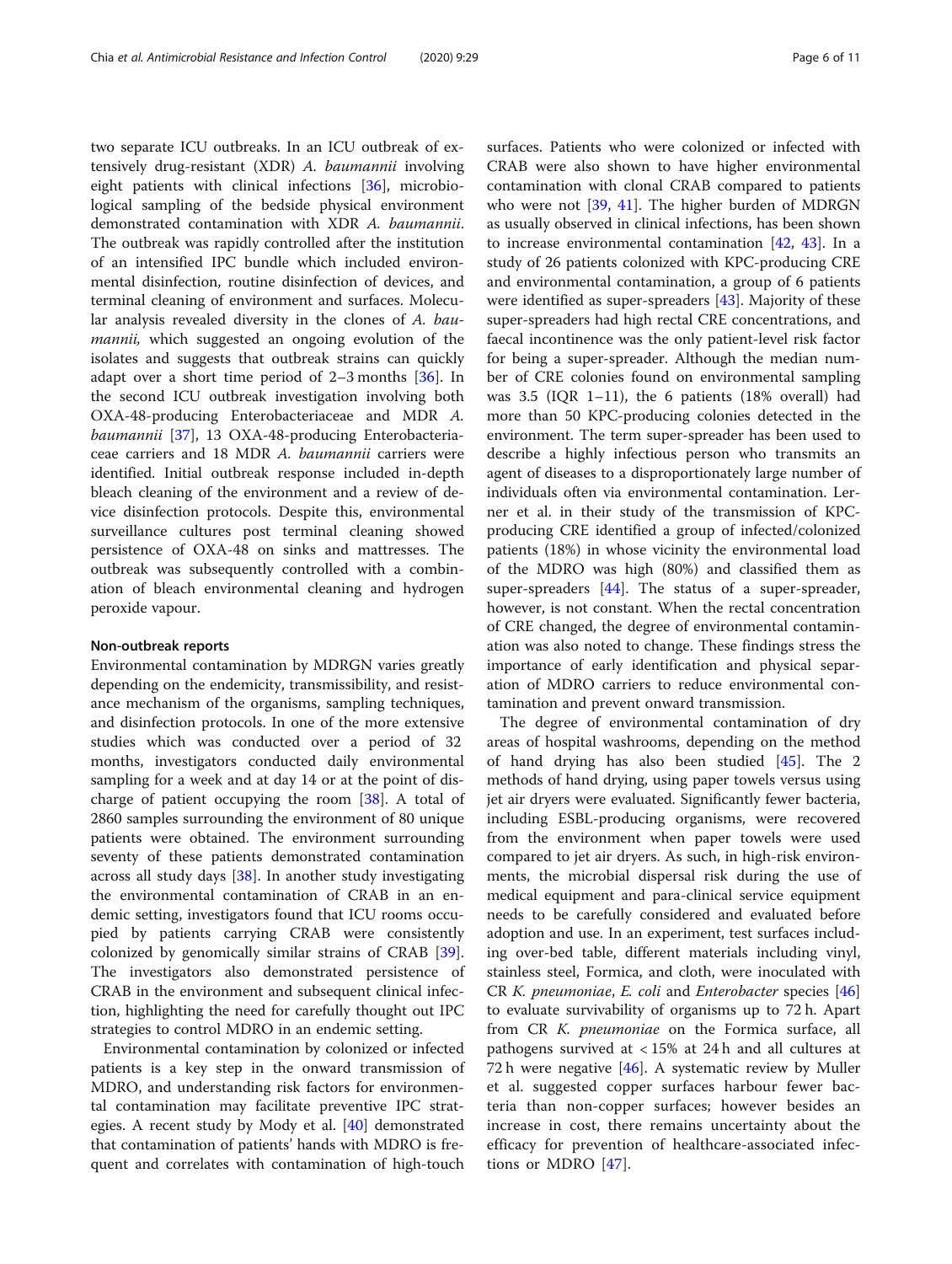two separate ICU outbreaks. In an ICU outbreak of extensively drug-resistant (XDR) *A. baumannii* involving eight patients with clinical infections [36], microbiological sampling of the bedside physical environment demonstrated contamination with XDR *A. baumannii*. The outbreak was rapidly controlled after the institution of an intensified IPC bundle which included environmental disinfection, routine disinfection of devices, and terminal cleaning of environment and surfaces. Molecular analysis revealed diversity in the clones of *A. baumannii,* which suggested an ongoing evolution of the isolates and suggests that outbreak strains can quickly adapt over a short time period of 2–3 months [36]. In the second ICU outbreak investigation involving both OXA-48-producing Enterobacteriaceae and MDR *A. baumannii* [37], 13 OXA-48-producing Enterobacteriaceae carriers and 18 MDR *A. baumannii* carriers were identified. Initial outbreak response included in-depth bleach cleaning of the environment and a review of device disinfection protocols. Despite this, environmental surveillance cultures post terminal cleaning showed persistence of OXA-48 on sinks and mattresses. The outbreak was subsequently controlled with a combination of bleach environmental cleaning and hydrogen peroxide vapour.

#### Non-outbreak reports

Environmental contamination by MDRGN varies greatly depending on the endemicity, transmissibility, and resistance mechanism of the organisms, sampling techniques, and disinfection protocols. In one of the more extensive studies which was conducted over a period of 32 months, investigators conducted daily environmental sampling for a week and at day 14 or at the point of discharge of patient occupying the room [38]. A total of 2860 samples surrounding the environment of 80 unique patients were obtained. The environment surrounding seventy of these patients demonstrated contamination across all study days [38]. In another study investigating the environmental contamination of CRAB in an endemic setting, investigators found that ICU rooms occupied by patients carrying CRAB were consistently colonized by genomically similar strains of CRAB [39]. The investigators also demonstrated persistence of CRAB in the environment and subsequent clinical infection, highlighting the need for carefully thought out IPC strategies to control MDRO in an endemic setting.

Environmental contamination by colonized or infected patients is a key step in the onward transmission of MDRO, and understanding risk factors for environmental contamination may facilitate preventive IPC strategies. A recent study by Mody et al. [40] demonstrated that contamination of patients' hands with MDRO is frequent and correlates with contamination of high-touch surfaces. Patients who were colonized or infected with CRAB were also shown to have higher environmental contamination with clonal CRAB compared to patients who were not [39, 41]. The higher burden of MDRGN as usually observed in clinical infections, has been shown to increase environmental contamination [42, 43]. In a study of 26 patients colonized with KPC-producing CRE and environmental contamination, a group of 6 patients were identified as super-spreaders [43]. Majority of these super-spreaders had high rectal CRE concentrations, and faecal incontinence was the only patient-level risk factor for being a super-spreader. Although the median number of CRE colonies found on environmental sampling was 3.5 (IQR 1–11), the 6 patients (18% overall) had more than 50 KPC-producing colonies detected in the environment. The term super-spreader has been used to describe a highly infectious person who transmits an agent of diseases to a disproportionately large number of individuals often via environmental contamination. Lerner et al. in their study of the transmission of KPC-producing CRE identified a group of infected/colonized patients (18%) in whose vicinity the environmental load of the MDRO was high (80%) and classified them as super-spreaders [44]. The status of a super-spreader, however, is not constant. When the rectal concentration of CRE changed, the degree of environmental contamination was also noted to change. These findings stress the importance of early identification and physical separation of MDRO carriers to reduce environmental contamination and prevent onward transmission.

The degree of environmental contamination of dry areas of hospital washrooms, depending on the method of hand drying has also been studied [45]. The 2 methods of hand drying, using paper towels versus using jet air dryers were evaluated. Significantly fewer bacteria, including ESBL-producing organisms, were recovered from the environment when paper towels were used compared to jet air dryers. As such, in high-risk environments, the microbial dispersal risk during the use of medical equipment and para-clinical service equipment needs to be carefully considered and evaluated before adoption and use. In an experiment, test surfaces including over-bed table, different materials including vinyl, stainless steel, Formica, and cloth, were inoculated with CR *K. pneumoniae*, *E. coli* and *Enterobacter* species [46] to evaluate survivability of organisms up to 72 h. Apart from CR *K. pneumoniae* on the Formica surface, all pathogens survived at < 15% at 24 h and all cultures at 72 h were negative [46]. A systematic review by Muller et al. suggested copper surfaces harbour fewer bacteria than non-copper surfaces; however besides an increase in cost, there remains uncertainty about the efficacy for prevention of healthcare-associated infections or MDRO [47].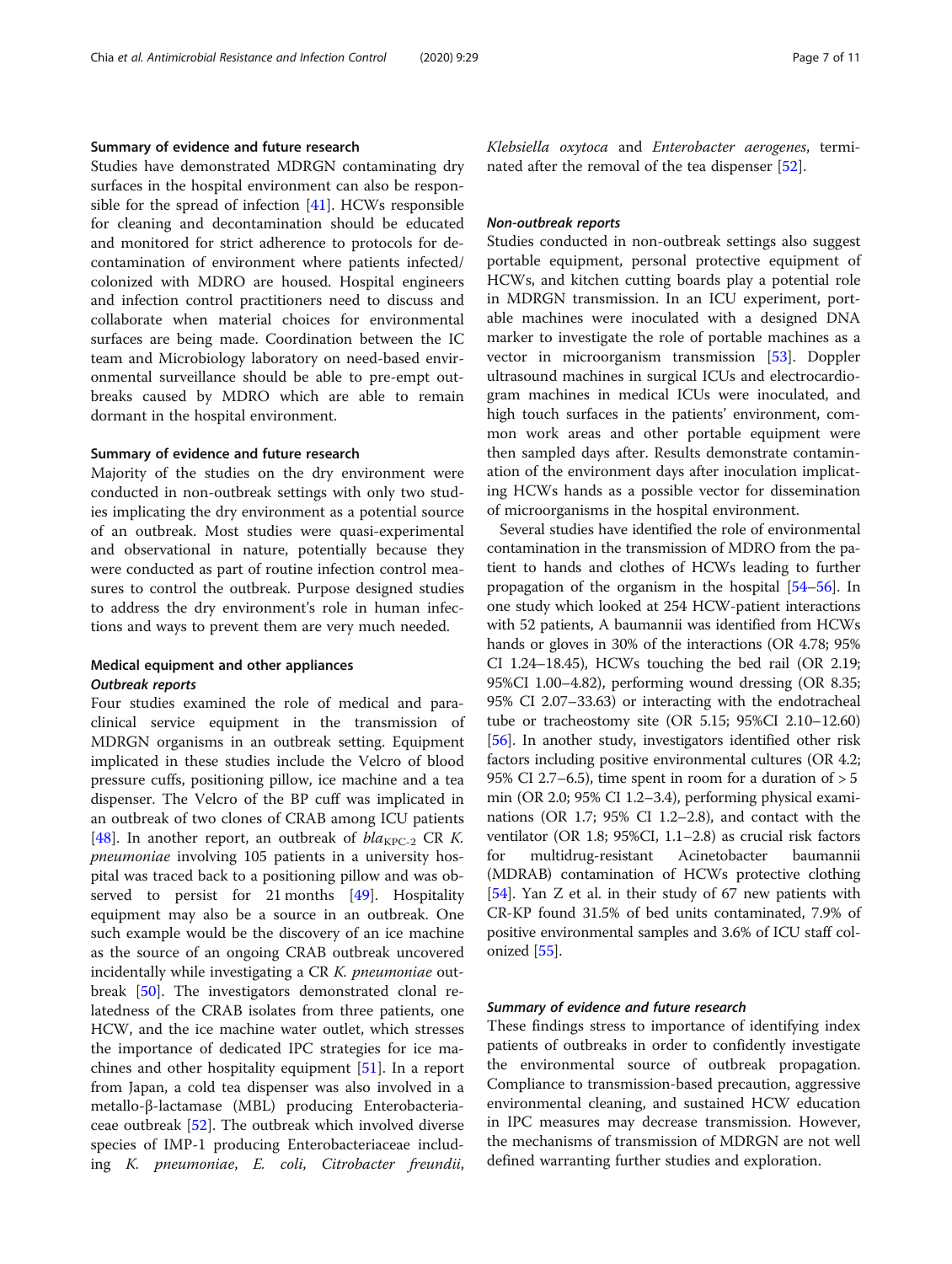#### Summary of evidence and future research

Studies have demonstrated MDRGN contaminating dry surfaces in the hospital environment can also be responsible for the spread of infection [41]. HCWs responsible for cleaning and decontamination should be educated and monitored for strict adherence to protocols for decontamination of environment where patients infected/colonized with MDRO are housed. Hospital engineers and infection control practitioners need to discuss and collaborate when material choices for environmental surfaces are being made. Coordination between the IC team and Microbiology laboratory on need-based environmental surveillance should be able to pre-empt outbreaks caused by MDRO which are able to remain dormant in the hospital environment.

#### Summary of evidence and future research

Majority of the studies on the dry environment were conducted in non-outbreak settings with only two studies implicating the dry environment as a potential source of an outbreak. Most studies were quasi-experimental and observational in nature, potentially because they were conducted as part of routine infection control measures to control the outbreak. Purpose designed studies to address the dry environment's role in human infections and ways to prevent them are very much needed.

### Medical equipment and other appliances

#### *Outbreak reports*

Four studies examined the role of medical and para-clinical service equipment in the transmission of MDRGN organisms in an outbreak setting. Equipment implicated in these studies include the Velcro of blood pressure cuffs, positioning pillow, ice machine and a tea dispenser. The Velcro of the BP cuff was implicated in an outbreak of two clones of CRAB among ICU patients [48]. In another report, an outbreak of $bla_{\text{KPC-2}}$ CR *K. pneumoniae* involving 105 patients in a university hospital was traced back to a positioning pillow and was observed to persist for 21 months [49]. Hospitality equipment may also be a source in an outbreak. One such example would be the discovery of an ice machine as the source of an ongoing CRAB outbreak uncovered incidentally while investigating a CR *K. pneumoniae* outbreak [50]. The investigators demonstrated clonal relatedness of the CRAB isolates from three patients, one HCW, and the ice machine water outlet, which stresses the importance of dedicated IPC strategies for ice machines and other hospitality equipment [51]. In a report from Japan, a cold tea dispenser was also involved in a metallo-β-lactamase (MBL) producing Enterobacteriaceae outbreak [52]. The outbreak which involved diverse species of IMP-1 producing Enterobacteriaceae including *K. pneumoniae*, *E. coli*, *Citrobacter freundii*, *Klebsiella oxytoca* and *Enterobacter aerogenes*, terminated after the removal of the tea dispenser [52].

#### *Non-outbreak reports*

Studies conducted in non-outbreak settings also suggest portable equipment, personal protective equipment of HCWs, and kitchen cutting boards play a potential role in MDRGN transmission. In an ICU experiment, portable machines were inoculated with a designed DNA marker to investigate the role of portable machines as a vector in microorganism transmission [53]. Doppler ultrasound machines in surgical ICUs and electrocardiogram machines in medical ICUs were inoculated, and high touch surfaces in the patients' environment, common work areas and other portable equipment were then sampled days after. Results demonstrate contamination of the environment days after inoculation implicating HCWs hands as a possible vector for dissemination of microorganisms in the hospital environment.

Several studies have identified the role of environmental contamination in the transmission of MDRO from the patient to hands and clothes of HCWs leading to further propagation of the organism in the hospital [54–56]. In one study which looked at 254 HCW-patient interactions with 52 patients, A baumannii was identified from HCWs hands or gloves in 30% of the interactions (OR 4.78; 95% CI 1.24–18.45), HCWs touching the bed rail (OR 2.19; 95%CI 1.00–4.82), performing wound dressing (OR 8.35; 95% CI 2.07–33.63) or interacting with the endotracheal tube or tracheostomy site (OR 5.15; 95%CI 2.10–12.60) [56]. In another study, investigators identified other risk factors including positive environmental cultures (OR 4.2; 95% CI 2.7–6.5), time spent in room for a duration of > 5 min (OR 2.0; 95% CI 1.2–3.4), performing physical examinations (OR 1.7; 95% CI 1.2–2.8), and contact with the ventilator (OR 1.8; 95%CI, 1.1–2.8) as crucial risk factors for multidrug-resistant Acinetobacter baumannii (MDRAB) contamination of HCWs protective clothing [54]. Yan Z et al. in their study of 67 new patients with CR-KP found 31.5% of bed units contaminated, 7.9% of positive environmental samples and 3.6% of ICU staff colonized [55].

#### *Summary of evidence and future research*

These findings stress to importance of identifying index patients of outbreaks in order to confidently investigate the environmental source of outbreak propagation. Compliance to transmission-based precaution, aggressive environmental cleaning, and sustained HCW education in IPC measures may decrease transmission. However, the mechanisms of transmission of MDRGN are not well defined warranting further studies and exploration.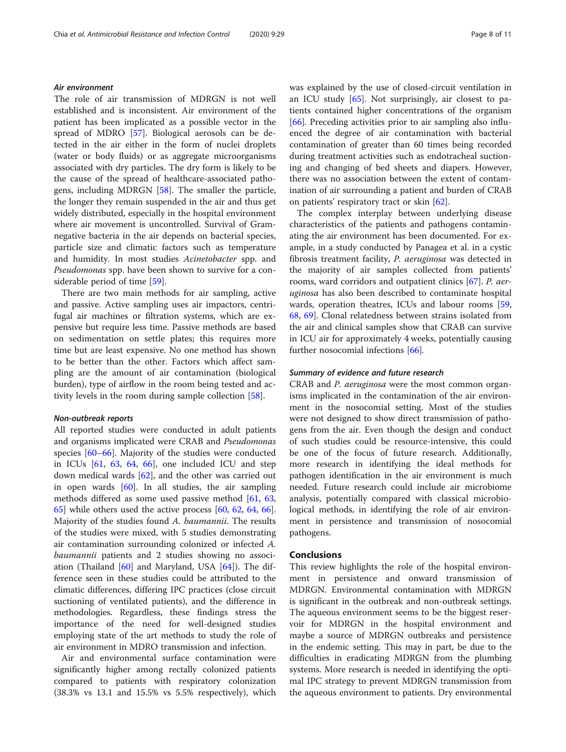### *Air environment*

The role of air transmission of MDRGN is not well established and is inconsistent. Air environment of the patient has been implicated as a possible vector in the spread of MDRO [57]. Biological aerosols can be detected in the air either in the form of nuclei droplets (water or body fluids) or as aggregate microorganisms associated with dry particles. The dry form is likely to be the cause of the spread of healthcare-associated pathogens, including MDRGN [58]. The smaller the particle, the longer they remain suspended in the air and thus get widely distributed, especially in the hospital environment where air movement is uncontrolled. Survival of Gram-negative bacteria in the air depends on bacterial species, particle size and climatic factors such as temperature and humidity. In most studies *Acinetobacter* spp. and *Pseudomonas* spp. have been shown to survive for a considerable period of time [59].

There are two main methods for air sampling, active and passive. Active sampling uses air impactors, centrifugal air machines or filtration systems, which are expensive but require less time. Passive methods are based on sedimentation on settle plates; this requires more time but are least expensive. No one method has shown to be better than the other. Factors which affect sampling are the amount of air contamination (biological burden), type of airflow in the room being tested and activity levels in the room during sample collection [58].

#### *Non-outbreak reports*

All reported studies were conducted in adult patients and organisms implicated were CRAB and *Pseudomonas* species [60–66]. Majority of the studies were conducted in ICUs [61, 63, 64, 66], one included ICU and step down medical wards [62], and the other was carried out in open wards [60]. In all studies, the air sampling methods differed as some used passive method [61, 63, 65] while others used the active process [60, 62, 64, 66]. Majority of the studies found *A. baumannii*. The results of the studies were mixed, with 5 studies demonstrating air contamination surrounding colonized or infected *A. baumannii* patients and 2 studies showing no association (Thailand [60] and Maryland, USA [64]). The difference seen in these studies could be attributed to the climatic differences, differing IPC practices (close circuit suctioning of ventilated patients), and the difference in methodologies. Regardless, these findings stress the importance of the need for well-designed studies employing state of the art methods to study the role of air environment in MDRO transmission and infection.

Air and environmental surface contamination were significantly higher among rectally colonized patients compared to patients with respiratory colonization (38.3% vs 13.1 and 15.5% vs 5.5% respectively), which was explained by the use of closed-circuit ventilation in an ICU study [65]. Not surprisingly, air closest to patients contained higher concentrations of the organism [66]. Preceding activities prior to air sampling also influenced the degree of air contamination with bacterial contamination of greater than 60 times being recorded during treatment activities such as endotracheal suctioning and changing of bed sheets and diapers. However, there was no association between the extent of contamination of air surrounding a patient and burden of CRAB on patients' respiratory tract or skin [62].

The complex interplay between underlying disease characteristics of the patients and pathogens contaminating the air environment has been documented. For example, in a study conducted by Panagea et al. in a cystic fibrosis treatment facility, *P. aeruginosa* was detected in the majority of air samples collected from patients' rooms, ward corridors and outpatient clinics [67]. *P. aeruginosa* has also been described to contaminate hospital wards, operation theatres, ICUs and labour rooms [59, 68, 69]. Clonal relatedness between strains isolated from the air and clinical samples show that CRAB can survive in ICU air for approximately 4 weeks, potentially causing further nosocomial infections [66].

#### *Summary of evidence and future research*

CRAB and *P. aeruginosa* were the most common organisms implicated in the contamination of the air environment in the nosocomial setting. Most of the studies were not designed to show direct transmission of pathogens from the air. Even though the design and conduct of such studies could be resource-intensive, this could be one of the focus of future research. Additionally, more research in identifying the ideal methods for pathogen identification in the air environment is much needed. Future research could include air microbiome analysis, potentially compared with classical microbiological methods, in identifying the role of air environment in persistence and transmission of nosocomial pathogens.

## Conclusions

This review highlights the role of the hospital environment in persistence and onward transmission of MDRGN. Environmental contamination with MDRGN is significant in the outbreak and non-outbreak settings. The aqueous environment seems to be the biggest reservoir for MDRGN in the hospital environment and maybe a source of MDRGN outbreaks and persistence in the endemic setting. This may in part, be due to the difficulties in eradicating MDRGN from the plumbing systems. More research is needed in identifying the optimal IPC strategy to prevent MDRGN transmission from the aqueous environment to patients. Dry environmental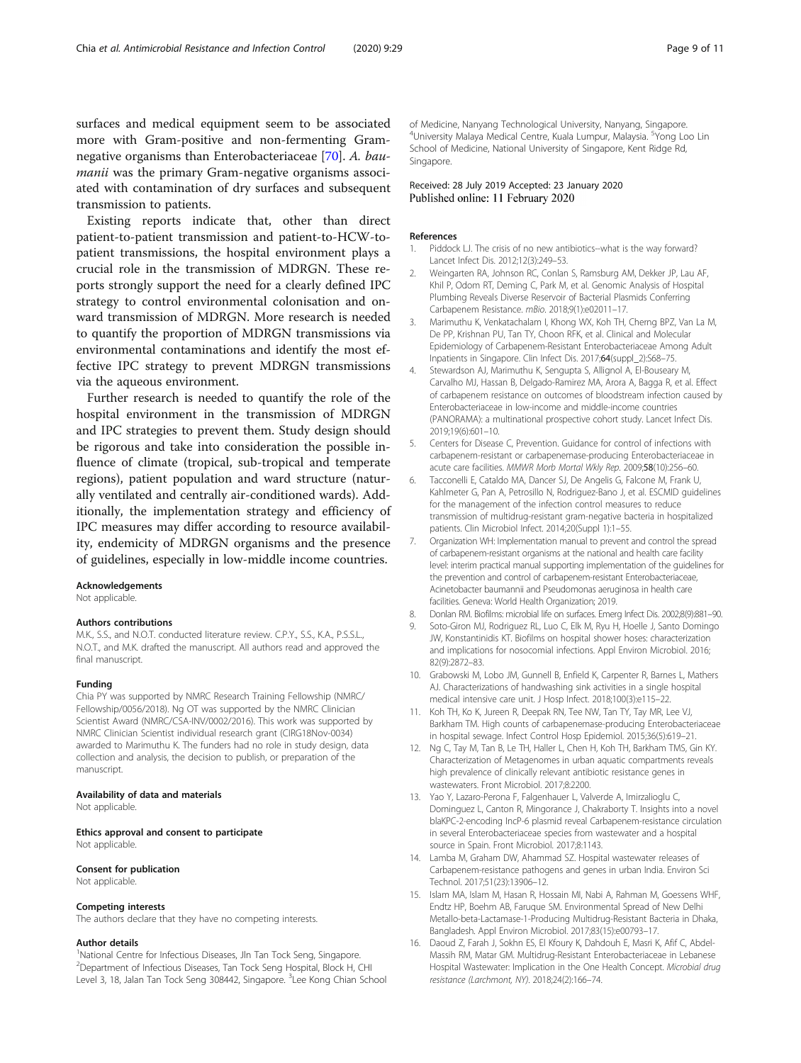surfaces and medical equipment seem to be associated more with Gram-positive and non-fermenting Gram-negative organisms than Enterobacteriaceae [70]. *A. baumanii* was the primary Gram-negative organisms associated with contamination of dry surfaces and subsequent transmission to patients.

Existing reports indicate that, other than direct patient-to-patient transmission and patient-to-HCW-to-patient transmissions, the hospital environment plays a crucial role in the transmission of MDRGN. These reports strongly support the need for a clearly defined IPC strategy to control environmental colonisation and onward transmission of MDRGN. More research is needed to quantify the proportion of MDRGN transmissions via environmental contaminations and identify the most effective IPC strategy to prevent MDRGN transmissions via the aqueous environment.

Further research is needed to quantify the role of the hospital environment in the transmission of MDRGN and IPC strategies to prevent them. Study design should be rigorous and take into consideration the possible influence of climate (tropical, sub-tropical and temperate regions), patient population and ward structure (naturally ventilated and centrally air-conditioned wards). Additionally, the implementation strategy and efficiency of IPC measures may differ according to resource availability, endemicity of MDRGN organisms and the presence of guidelines, especially in low-middle income countries.

#### Acknowledgements

Not applicable.

#### Authors contributions

M.K., S.S., and N.O.T. conducted literature review. C.P.Y., S.S., K.A., P.S.S.L., N.O.T., and M.K. drafted the manuscript. All authors read and approved the final manuscript.

#### Funding

Chia PY was supported by NMRC Research Training Fellowship (NMRC/Fellowship/0056/2018). Ng OT was supported by the NMRC Clinician Scientist Award (NMRC/CSA-INV/0002/2016). This work was supported by NMRC Clinician Scientist individual research grant (CIRG18Nov-0034) awarded to Marimuthu K. The funders had no role in study design, data collection and analysis, the decision to publish, or preparation of the manuscript.

#### Availability of data and materials

Not applicable.

#### Ethics approval and consent to participate

Not applicable.

#### Consent for publication

Not applicable.

#### Competing interests

The authors declare that they have no competing interests.

#### Author details

[1]National Centre for Infectious Diseases, Jln Tan Tock Seng, Singapore. [2]Department of Infectious Diseases, Tan Tock Seng Hospital, Block H, CHI Level 3, 18, Jalan Tan Tock Seng 308442, Singapore. [3]Lee Kong Chian School of Medicine, Nanyang Technological University, Nanyang, Singapore. [4]University Malaya Medical Centre, Kuala Lumpur, Malaysia. [5]Yong Loo Lin School of Medicine, National University of Singapore, Kent Ridge Rd, Singapore.

Received: 28 July 2019 Accepted: 23 January 2020
Published online: 11 February 2020

#### References

1. Piddock LJ. The crisis of no new antibiotics--what is the way forward? Lancet Infect Dis. 2012;12(3):249–53.
2. Weingarten RA, Johnson RC, Conlan S, Ramsburg AM, Dekker JP, Lau AF, Khil P, Odom RT, Deming C, Park M, et al. Genomic Analysis of Hospital Plumbing Reveals Diverse Reservoir of Bacterial Plasmids Conferring Carbapenem Resistance. *mBio*. 2018;9(1):e02011–17.
3. Marimuthu K, Venkatachalam I, Khong WX, Koh TH, Cherng BPZ, Van La M, De PP, Krishnan PU, Tan TY, Choon RFK, et al. Clinical and Molecular Epidemiology of Carbapenem-Resistant Enterobacteriaceae Among Adult Inpatients in Singapore. Clin Infect Dis. 2017;**64**(suppl_2):S68–75.
4. Stewardson AJ, Marimuthu K, Sengupta S, Allignol A, El-Bouseary M, Carvalho MJ, Hassan B, Delgado-Ramirez MA, Arora A, Bagga R, et al. Effect of carbapenem resistance on outcomes of bloodstream infection caused by Enterobacteriaceae in low-income and middle-income countries (PANORAMA): a multinational prospective cohort study. Lancet Infect Dis. 2019;19(6):601–10.
5. Centers for Disease C, Prevention. Guidance for control of infections with carbapenem-resistant or carbapenemase-producing Enterobacteriaceae in acute care facilities. *MMWR Morb Mortal Wkly Rep*. 2009;**58**(10):256–60.
6. Tacconelli E, Cataldo MA, Dancer SJ, De Angelis G, Falcone M, Frank U, Kahlmeter G, Pan A, Petrosillo N, Rodriguez-Bano J, et al. ESCMID guidelines for the management of the infection control measures to reduce transmission of multidrug-resistant gram-negative bacteria in hospitalized patients. Clin Microbiol Infect. 2014;20(Suppl 1):1–55.
7. Organization WH: Implementation manual to prevent and control the spread of carbapenem-resistant organisms at the national and health care facility level: interim practical manual supporting implementation of the guidelines for the prevention and control of carbapenem-resistant Enterobacteriaceae, Acinetobacter baumannii and Pseudomonas aeruginosa in health care facilities. Geneva: World Health Organization; 2019.
8. Donlan RM. Biofilms: microbial life on surfaces. Emerg Infect Dis. 2002;8(9):881–90.
9. Soto-Giron MJ, Rodriguez RL, Luo C, Elk M, Ryu H, Hoelle J, Santo Domingo JW, Konstantinidis KT. Biofilms on hospital shower hoses: characterization and implications for nosocomial infections. Appl Environ Microbiol. 2016;82(9):2872–83.
10. Grabowski M, Lobo JM, Gunnell B, Enfield K, Carpenter R, Barnes L, Mathers AJ. Characterizations of handwashing sink activities in a single hospital medical intensive care unit. J Hosp Infect. 2018;100(3):e115–22.
11. Koh TH, Ko K, Jureen R, Deepak RN, Tee NW, Tan TY, Tay MR, Lee VJ, Barkham TM. High counts of carbapenemase-producing Enterobacteriaceae in hospital sewage. Infect Control Hosp Epidemiol. 2015;36(5):619–21.
12. Ng C, Tay M, Tan B, Le TH, Haller L, Chen H, Koh TH, Barkham TMS, Gin KY. Characterization of Metagenomes in urban aquatic compartments reveals high prevalence of clinically relevant antibiotic resistance genes in wastewaters. Front Microbiol. 2017;8:2200.
13. Yao Y, Lazaro-Perona F, Falgenhauer L, Valverde A, Imirzalioglu C, Dominguez L, Canton R, Mingorance J, Chakraborty T. Insights into a novel blaKPC-2-encoding IncP-6 plasmid reveal Carbapenem-resistance circulation in several Enterobacteriaceae species from wastewater and a hospital source in Spain. Front Microbiol. 2017;8:1143.
14. Lamba M, Graham DW, Ahammad SZ. Hospital wastewater releases of Carbapenem-resistance pathogens and genes in urban India. Environ Sci Technol. 2017;51(23):13906–12.
15. Islam MA, Islam M, Hasan R, Hossain MI, Nabi A, Rahman M, Goessens WHF, Endtz HP, Boehm AB, Faruque SM. Environmental Spread of New Delhi Metallo-beta-Lactamase-1-Producing Multidrug-Resistant Bacteria in Dhaka, Bangladesh. Appl Environ Microbiol. 2017;83(15):e00793–17.
16. Daoud Z, Farah J, Sokhn ES, El Kfoury K, Dahdouh E, Masri K, Afif C, Abdel-Massih RM, Matar GM. Multidrug-Resistant Enterobacteriaceae in Lebanese Hospital Wastewater: Implication in the One Health Concept. *Microbial drug resistance (Larchmont, NY)*. 2018;24(2):166–74.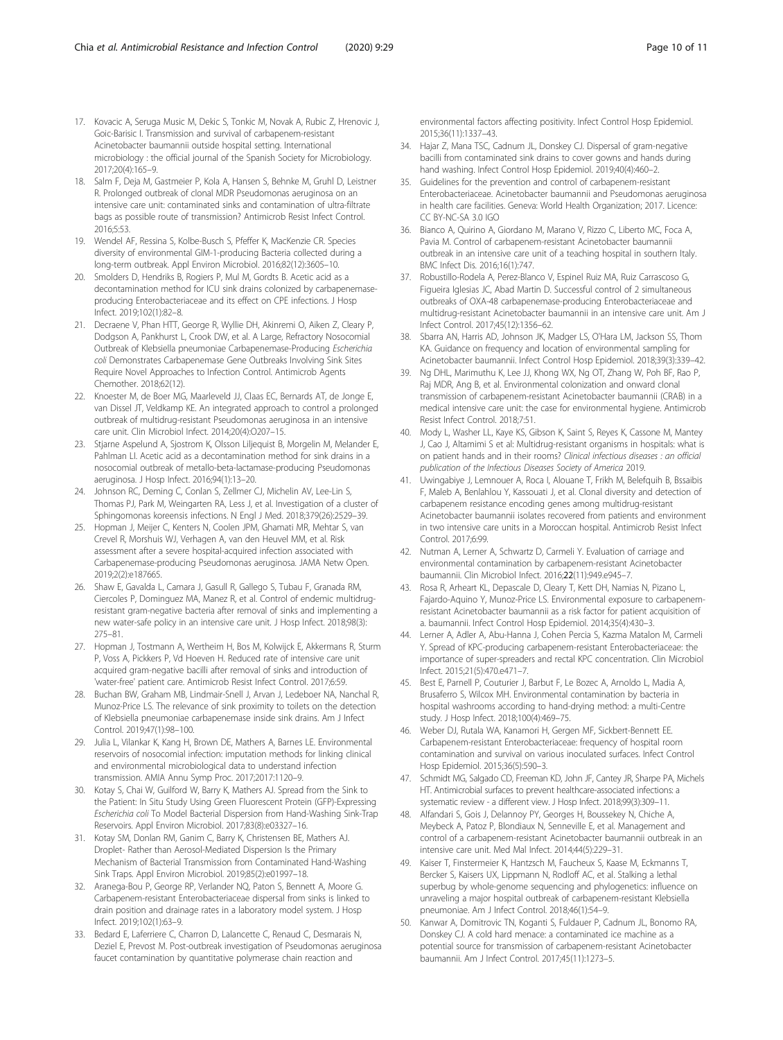17. Kovacic A, Seruga Music M, Dekic S, Tonkic M, Novak A, Rubic Z, Hrenovic J, Goic-Barisic I. Transmission and survival of carbapenem-resistant Acinetobacter baumannii outside hospital setting. International microbiology : the official journal of the Spanish Society for Microbiology. 2017;20(4):165–9.
18. Salm F, Deja M, Gastmeier P, Kola A, Hansen S, Behnke M, Gruhl D, Leistner R. Prolonged outbreak of clonal MDR Pseudomonas aeruginosa on an intensive care unit: contaminated sinks and contamination of ultra-filtrate bags as possible route of transmission? Antimicrob Resist Infect Control. 2016;5:53.
19. Wendel AF, Ressina S, Kolbe-Busch S, Pfeffer K, MacKenzie CR. Species diversity of environmental GIM-1-producing Bacteria collected during a long-term outbreak. Appl Environ Microbiol. 2016;82(12):3605–10.
20. Smolders D, Hendriks B, Rogiers P, Mul M, Gordts B. Acetic acid as a decontamination method for ICU sink drains colonized by carbapenemase-producing Enterobacteriaceae and its effect on CPE infections. J Hosp Infect. 2019;102(1):82–8.
21. Decraene V, Phan HTT, George R, Wyllie DH, Akinremi O, Aiken Z, Cleary P, Dodgson A, Pankhurst L, Crook DW, et al. A Large, Refractory Nosocomial Outbreak of Klebsiella pneumoniae Carbapenemase-Producing *Escherichia coli* Demonstrates Carbapenemase Gene Outbreaks Involving Sink Sites Require Novel Approaches to Infection Control. Antimicrob Agents Chemother. 2018;62(12).
22. Knoester M, de Boer MG, Maarleveld JJ, Claas EC, Bernards AT, de Jonge E, van Dissel JT, Veldkamp KE. An integrated approach to control a prolonged outbreak of multidrug-resistant Pseudomonas aeruginosa in an intensive care unit. Clin Microbiol Infect. 2014;20(4):O207–15.
23. Stjarne Aspelund A, Sjostrom K, Olsson Liljequist B, Morgelin M, Melander E, Pahlman LI. Acetic acid as a decontamination method for sink drains in a nosocomial outbreak of metallo-beta-lactamase-producing Pseudomonas aeruginosa. J Hosp Infect. 2016;94(1):13–20.
24. Johnson RC, Deming C, Conlan S, Zellmer CJ, Michelin AV, Lee-Lin S, Thomas PJ, Park M, Weingarten RA, Less J, et al. Investigation of a cluster of Sphingomonas koreensis infections. N Engl J Med. 2018;379(26):2529–39.
25. Hopman J, Meijer C, Kenters N, Coolen JPM, Ghamati MR, Mehtar S, van Crevel R, Morshuis WJ, Verhagen A, van den Heuvel MM, et al. Risk assessment after a severe hospital-acquired infection associated with Carbapenemase-producing Pseudomonas aeruginosa. JAMA Netw Open. 2019;2(2):e187665.
26. Shaw E, Gavalda L, Camara J, Gasull R, Gallego S, Tubau F, Granada RM, Ciercoles P, Dominguez MA, Manez R, et al. Control of endemic multidrug-resistant gram-negative bacteria after removal of sinks and implementing a new water-safe policy in an intensive care unit. J Hosp Infect. 2018;98(3): 275–81.
27. Hopman J, Tostmann A, Wertheim H, Bos M, Kolwijck E, Akkermans R, Sturm P, Voss A, Pickkers P, Vd Hoeven H. Reduced rate of intensive care unit acquired gram-negative bacilli after removal of sinks and introduction of 'water-free' patient care. Antimicrob Resist Infect Control. 2017;6:59.
28. Buchan BW, Graham MB, Lindmair-Snell J, Arvan J, Ledeboer NA, Nanchal R, Munoz-Price LS. The relevance of sink proximity to toilets on the detection of Klebsiella pneumoniae carbapenemase inside sink drains. Am J Infect Control. 2019;47(1):98–100.
29. Julia L, Vilankar K, Kang H, Brown DE, Mathers A, Barnes LE. Environmental reservoirs of nosocomial infection: imputation methods for linking clinical and environmental microbiological data to understand infection transmission. AMIA Annu Symp Proc. 2017;2017:1120–9.
30. Kotay S, Chai W, Guilford W, Barry K, Mathers AJ. Spread from the Sink to the Patient: In Situ Study Using Green Fluorescent Protein (GFP)-Expressing *Escherichia coli* To Model Bacterial Dispersion from Hand-Washing Sink-Trap Reservoirs. Appl Environ Microbiol. 2017;83(8):e03327–16.
31. Kotay SM, Donlan RM, Ganim C, Barry K, Christensen BE, Mathers AJ. Droplet- Rather than Aerosol-Mediated Dispersion Is the Primary Mechanism of Bacterial Transmission from Contaminated Hand-Washing Sink Traps. Appl Environ Microbiol. 2019;85(2):e01997–18.
32. Aranega-Bou P, George RP, Verlander NQ, Paton S, Bennett A, Moore G. Carbapenem-resistant Enterobacteriaceae dispersal from sinks is linked to drain position and drainage rates in a laboratory model system. J Hosp Infect. 2019;102(1):63–9.
33. Bedard E, Laferriere C, Charron D, Lalancette C, Renaud C, Desmarais N, Deziel E, Prevost M. Post-outbreak investigation of Pseudomonas aeruginosa faucet contamination by quantitative polymerase chain reaction and environmental factors affecting positivity. Infect Control Hosp Epidemiol. 2015;36(11):1337–43.
34. Hajar Z, Mana TSC, Cadnum JL, Donskey CJ. Dispersal of gram-negative bacilli from contaminated sink drains to cover gowns and hands during hand washing. Infect Control Hosp Epidemiol. 2019;40(4):460–2.
35. Guidelines for the prevention and control of carbapenem-resistant Enterobacteriaceae. Acinetobacter baumannii and Pseudomonas aeruginosa in health care facilities. Geneva: World Health Organization; 2017. Licence: CC BY-NC-SA 3.0 IGO
36. Bianco A, Quirino A, Giordano M, Marano V, Rizzo C, Liberto MC, Foca A, Pavia M. Control of carbapenem-resistant Acinetobacter baumannii outbreak in an intensive care unit of a teaching hospital in southern Italy. BMC Infect Dis. 2016;16(1):747.
37. Robustillo-Rodela A, Perez-Blanco V, Espinel Ruiz MA, Ruiz Carrascoso G, Figueira Iglesias JC, Abad Martin D. Successful control of 2 simultaneous outbreaks of OXA-48 carbapenemase-producing Enterobacteriaceae and multidrug-resistant Acinetobacter baumannii in an intensive care unit. Am J Infect Control. 2017;45(12):1356–62.
38. Sbarra AN, Harris AD, Johnson JK, Madger LS, O'Hara LM, Jackson SS, Thom KA. Guidance on frequency and location of environmental sampling for Acinetobacter baumannii. Infect Control Hosp Epidemiol. 2018;39(3):339–42.
39. Ng DHL, Marimuthu K, Lee JJ, Khong WX, Ng OT, Zhang W, Poh BF, Rao P, Raj MDR, Ang B, et al. Environmental colonization and onward clonal transmission of carbapenem-resistant Acinetobacter baumannii (CRAB) in a medical intensive care unit: the case for environmental hygiene. Antimicrob Resist Infect Control. 2018;7:51.
40. Mody L, Washer LL, Kaye KS, Gibson K, Saint S, Reyes K, Cassone M, Mantey J, Cao J, Altamimi S et al: Multidrug-resistant organisms in hospitals: what is on patient hands and in their rooms? *Clinical infectious diseases : an official publication of the Infectious Diseases Society of America* 2019.
41. Uwingabiye J, Lemnouer A, Roca I, Alouane T, Frikh M, Belefquih B, Bssaibis F, Maleb A, Benlahlou Y, Kassouati J, et al. Clonal diversity and detection of carbapenem resistance encoding genes among multidrug-resistant Acinetobacter baumannii isolates recovered from patients and environment in two intensive care units in a Moroccan hospital. Antimicrob Resist Infect Control. 2017;6:99.
42. Nutman A, Lerner A, Schwartz D, Carmeli Y. Evaluation of carriage and environmental contamination by carbapenem-resistant Acinetobacter baumannii. Clin Microbiol Infect. 2016;**22**(11):949.e945–7.
43. Rosa R, Arheart KL, Depascale D, Cleary T, Kett DH, Namias N, Pizano L, Fajardo-Aquino Y, Munoz-Price LS. Environmental exposure to carbapenem-resistant Acinetobacter baumannii as a risk factor for patient acquisition of a. baumannii. Infect Control Hosp Epidemiol. 2014;35(4):430–3.
44. Lerner A, Adler A, Abu-Hanna J, Cohen Percia S, Kazma Matalon M, Carmeli Y. Spread of KPC-producing carbapenem-resistant Enterobacteriaceae: the importance of super-spreaders and rectal KPC concentration. Clin Microbiol Infect. 2015;21(5):470.e471–7.
45. Best E, Parnell P, Couturier J, Barbut F, Le Bozec A, Arnoldo L, Madia A, Brusaferro S, Wilcox MH. Environmental contamination by bacteria in hospital washrooms according to hand-drying method: a multi-Centre study. J Hosp Infect. 2018;100(4):469–75.
46. Weber DJ, Rutala WA, Kanamori H, Gergen MF, Sickbert-Bennett EE. Carbapenem-resistant Enterobacteriaceae: frequency of hospital room contamination and survival on various inoculated surfaces. Infect Control Hosp Epidemiol. 2015;36(5):590–3.
47. Schmidt MG, Salgado CD, Freeman KD, John JF, Cantey JR, Sharpe PA, Michels HT. Antimicrobial surfaces to prevent healthcare-associated infections: a systematic review - a different view. J Hosp Infect. 2018;99(3):309–11.
48. Alfandari S, Gois J, Delannoy PY, Georges H, Boussekey N, Chiche A, Meybeck A, Patoz P, Blondiaux N, Senneville E, et al. Management and control of a carbapenem-resistant Acinetobacter baumannii outbreak in an intensive care unit. Med Mal Infect. 2014;44(5):229–31.
49. Kaiser T, Finstermeier K, Hantzsch M, Faucheux S, Kaase M, Eckmanns T, Bercker S, Kaisers UX, Lippmann N, Rodloff AC, et al. Stalking a lethal superbug by whole-genome sequencing and phylogenetics: influence on unraveling a major hospital outbreak of carbapenem-resistant Klebsiella pneumoniae. Am J Infect Control. 2018;46(1):54–9.
50. Kanwar A, Domitrovic TN, Koganti S, Fuldauer P, Cadnum JL, Bonomo RA, Donskey CJ. A cold hard menace: a contaminated ice machine as a potential source for transmission of carbapenem-resistant Acinetobacter baumannii. Am J Infect Control. 2017;45(11):1273–5.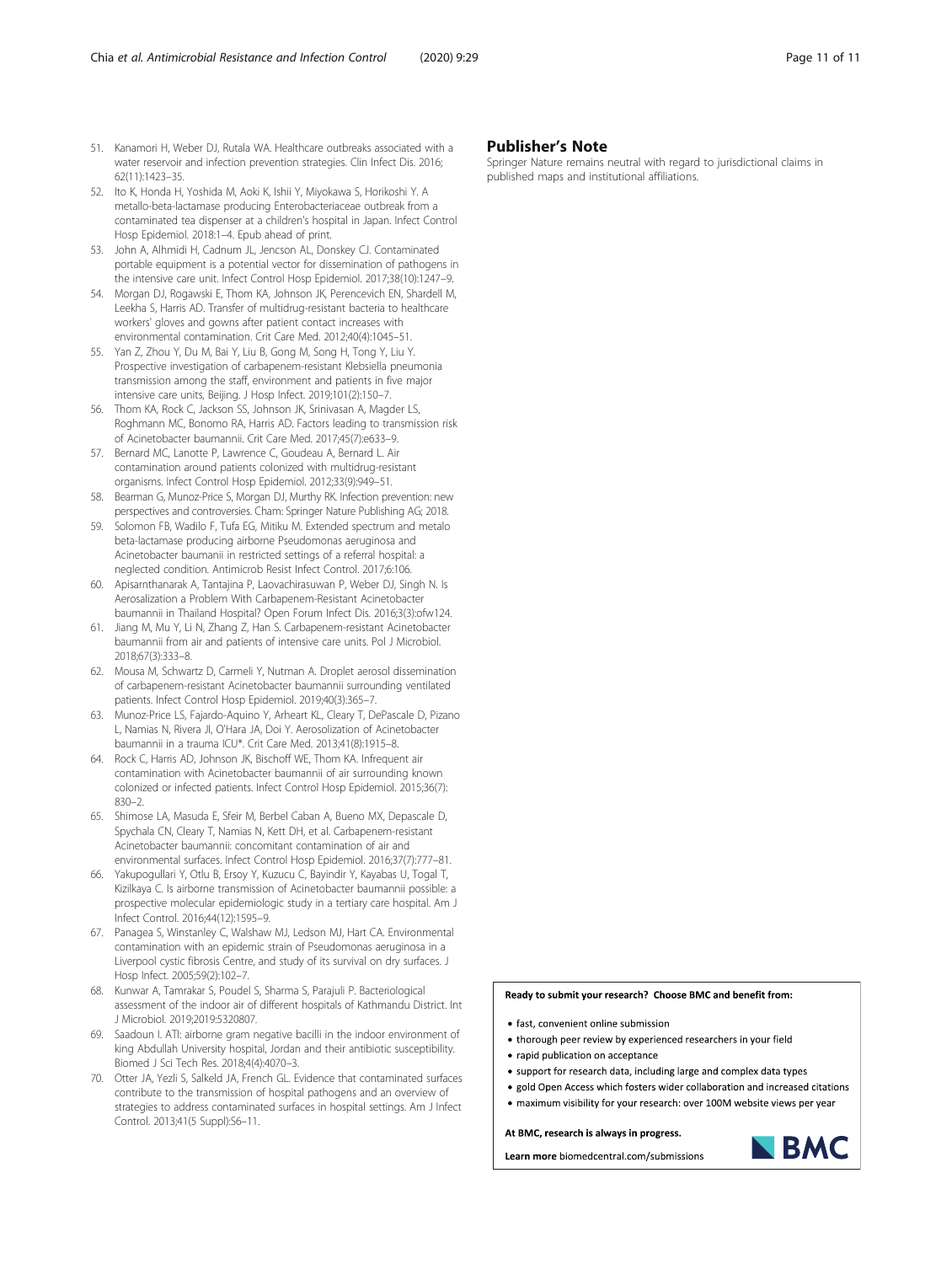51. Kanamori H, Weber DJ, Rutala WA. Healthcare outbreaks associated with a water reservoir and infection prevention strategies. Clin Infect Dis. 2016; 62(11):1423–35.
52. Ito K, Honda H, Yoshida M, Aoki K, Ishii Y, Miyokawa S, Horikoshi Y. A metallo-beta-lactamase producing Enterobacteriaceae outbreak from a contaminated tea dispenser at a children's hospital in Japan. Infect Control Hosp Epidemiol. 2018:1–4. Epub ahead of print.
53. John A, Alhmidi H, Cadnum JL, Jencson AL, Donskey CJ. Contaminated portable equipment is a potential vector for dissemination of pathogens in the intensive care unit. Infect Control Hosp Epidemiol. 2017;38(10):1247–9.
54. Morgan DJ, Rogawski E, Thom KA, Johnson JK, Perencevich EN, Shardell M, Leekha S, Harris AD. Transfer of multidrug-resistant bacteria to healthcare workers' gloves and gowns after patient contact increases with environmental contamination. Crit Care Med. 2012;40(4):1045–51.
55. Yan Z, Zhou Y, Du M, Bai Y, Liu B, Gong M, Song H, Tong Y, Liu Y. Prospective investigation of carbapenem-resistant Klebsiella pneumonia transmission among the staff, environment and patients in five major intensive care units, Beijing. J Hosp Infect. 2019;101(2):150–7.
56. Thom KA, Rock C, Jackson SS, Johnson JK, Srinivasan A, Magder LS, Roghmann MC, Bonomo RA, Harris AD. Factors leading to transmission risk of Acinetobacter baumannii. Crit Care Med. 2017;45(7):e633–9.
57. Bernard MC, Lanotte P, Lawrence C, Goudeau A, Bernard L. Air contamination around patients colonized with multidrug-resistant organisms. Infect Control Hosp Epidemiol. 2012;33(9):949–51.
58. Bearman G, Munoz-Price S, Morgan DJ, Murthy RK. Infection prevention: new perspectives and controversies. Cham: Springer Nature Publishing AG; 2018.
59. Solomon FB, Wadilo F, Tufa EG, Mitiku M. Extended spectrum and metalo beta-lactamase producing airborne Pseudomonas aeruginosa and Acinetobacter baumanii in restricted settings of a referral hospital: a neglected condition. Antimicrob Resist Infect Control. 2017;6:106.
60. Apisarnthanarak A, Tantajina P, Laovachirasuwan P, Weber DJ, Singh N. Is Aerosalization a Problem With Carbapenem-Resistant Acinetobacter baumannii in Thailand Hospital? Open Forum Infect Dis. 2016;3(3):ofw124.
61. Jiang M, Mu Y, Li N, Zhang Z, Han S. Carbapenem-resistant Acinetobacter baumannii from air and patients of intensive care units. Pol J Microbiol. 2018;67(3):333–8.
62. Mousa M, Schwartz D, Carmeli Y, Nutman A. Droplet aerosol dissemination of carbapenem-resistant Acinetobacter baumannii surrounding ventilated patients. Infect Control Hosp Epidemiol. 2019;40(3):365–7.
63. Munoz-Price LS, Fajardo-Aquino Y, Arheart KL, Cleary T, DePascale D, Pizano L, Namias N, Rivera JI, O'Hara JA, Doi Y. Aerosolization of Acinetobacter baumannii in a trauma ICU*. Crit Care Med. 2013;41(8):1915–8.
64. Rock C, Harris AD, Johnson JK, Bischoff WE, Thom KA. Infrequent air contamination with Acinetobacter baumannii of air surrounding known colonized or infected patients. Infect Control Hosp Epidemiol. 2015;36(7): 830–2.
65. Shimose LA, Masuda E, Sfeir M, Berbel Caban A, Bueno MX, Depascale D, Spychala CN, Cleary T, Namias N, Kett DH, et al. Carbapenem-resistant Acinetobacter baumannii: concomitant contamination of air and environmental surfaces. Infect Control Hosp Epidemiol. 2016;37(7):777–81.
66. Yakupogullari Y, Otlu B, Ersoy Y, Kuzucu C, Bayindir Y, Kayabas U, Togal T, Kizilkaya C. Is airborne transmission of Acinetobacter baumannii possible: a prospective molecular epidemiologic study in a tertiary care hospital. Am J Infect Control. 2016;44(12):1595–9.
67. Panagea S, Winstanley C, Walshaw MJ, Ledson MJ, Hart CA. Environmental contamination with an epidemic strain of Pseudomonas aeruginosa in a Liverpool cystic fibrosis Centre, and study of its survival on dry surfaces. J Hosp Infect. 2005;59(2):102–7.
68. Kunwar A, Tamrakar S, Poudel S, Sharma S, Parajuli P. Bacteriological assessment of the indoor air of different hospitals of Kathmandu District. Int J Microbiol. 2019;2019:5320807.
69. Saadoun I. ATI: airborne gram negative bacilli in the indoor environment of king Abdullah University hospital, Jordan and their antibiotic susceptibility. Biomed J Sci Tech Res. 2018;4(4):4070–3.
70. Otter JA, Yezli S, Salkeld JA, French GL. Evidence that contaminated surfaces contribute to the transmission of hospital pathogens and an overview of strategies to address contaminated surfaces in hospital settings. Am J Infect Control. 2013;41(5 Suppl):S6–11.

## Publisher's Note

Springer Nature remains neutral with regard to jurisdictional claims in published maps and institutional affiliations.

**Ready to submit your research? Choose BMC and benefit from:**

- fast, convenient online submission
- thorough peer review by experienced researchers in your field
- rapid publication on acceptance
- support for research data, including large and complex data types
- gold Open Access which fosters wider collaboration and increased citations
- maximum visibility for your research: over 100M website views per year

**At BMC, research is always in progress.**

**Learn more** biomedcentral.com/submissions

BMC